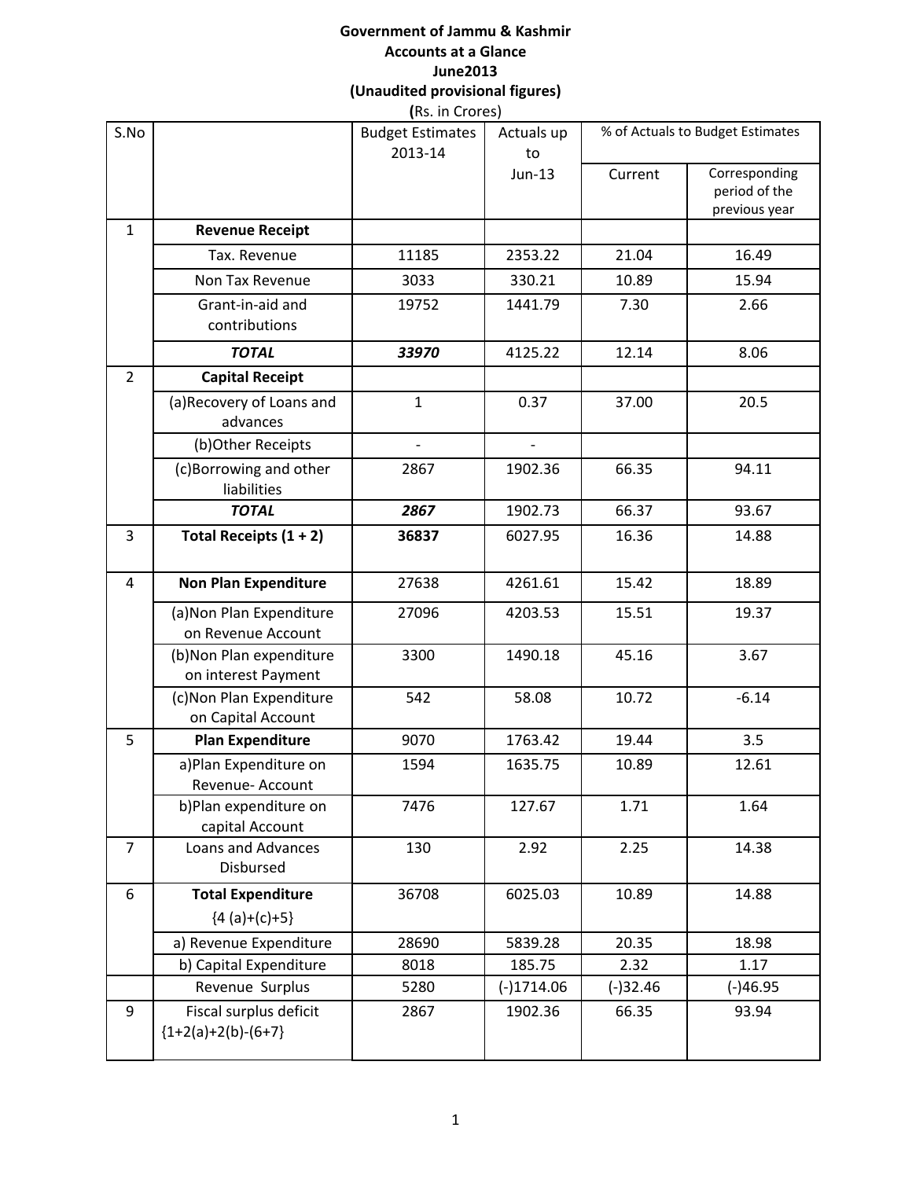**Government of Jammu & Kashmir**

**Accounts at a Glance**

**June2013**

**(Unaudited provisional figures)**

**(**Rs. in Crores)

| S.No | | Budget Estimates 2013-14 | Actuals up to Jun-13 | % of Actuals to Budget Estimates | |
|---|---|---|---|---|---|
| | | | | Current | Corresponding period of the previous year |
| 1 | **Revenue Receipt** | | | | |
| | Tax. Revenue | 11185 | 2353.22 | 21.04 | 16.49 |
| | Non Tax Revenue | 3033 | 330.21 | 10.89 | 15.94 |
| | Grant-in-aid and contributions | 19752 | 1441.79 | 7.30 | 2.66 |
| | ***TOTAL*** | ***33970*** | 4125.22 | 12.14 | 8.06 |
| 2 | **Capital Receipt** | | | | |
| | (a)Recovery of Loans and advances | 1 | 0.37 | 37.00 | 20.5 |
| | (b)Other Receipts | - | - | | |
| | (c)Borrowing and other liabilities | 2867 | 1902.36 | 66.35 | 94.11 |
| | ***TOTAL*** | ***2867*** | 1902.73 | 66.37 | 93.67 |
| 3 | **Total Receipts (1 + 2)** | **36837** | 6027.95 | 16.36 | 14.88 |
| 4 | **Non Plan Expenditure** | 27638 | 4261.61 | 15.42 | 18.89 |
| | (a)Non Plan Expenditure on Revenue Account | 27096 | 4203.53 | 15.51 | 19.37 |
| | (b)Non Plan expenditure on interest Payment | 3300 | 1490.18 | 45.16 | 3.67 |
| | (c)Non Plan Expenditure on Capital Account | 542 | 58.08 | 10.72 | -6.14 |
| 5 | **Plan Expenditure** | 9070 | 1763.42 | 19.44 | 3.5 |
| | a)Plan Expenditure on Revenue- Account | 1594 | 1635.75 | 10.89 | 12.61 |
| | b)Plan expenditure on capital Account | 7476 | 127.67 | 1.71 | 1.64 |
| 7 | Loans and Advances Disbursed | 130 | 2.92 | 2.25 | 14.38 |
| 6 | **Total Expenditure** {4 (a)+(c)+5} | 36708 | 6025.03 | 10.89 | 14.88 |
| | a) Revenue Expenditure | 28690 | 5839.28 | 20.35 | 18.98 |
| | b) Capital Expenditure | 8018 | 185.75 | 2.32 | 1.17 |
| | Revenue Surplus | 5280 | (-)1714.06 | (-)32.46 | (-)46.95 |
| 9 | Fiscal surplus deficit {1+2(a)+2(b)-(6+7} | 2867 | 1902.36 | 66.35 | 93.94 |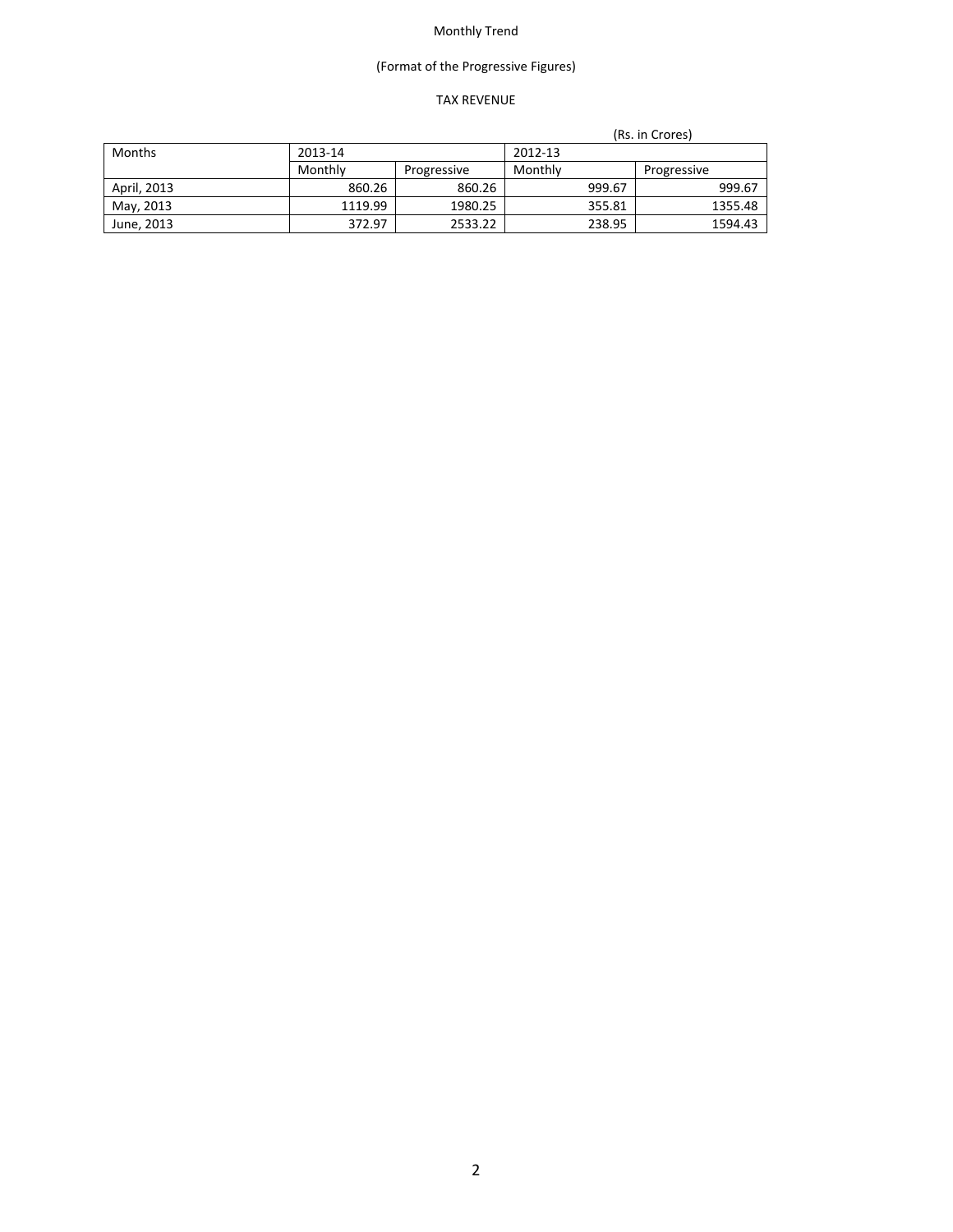Monthly Trend

(Format of the Progressive Figures)

TAX REVENUE

(Rs. in Crores)

| Months | 2013-14 | | 2012-13 | |
|---|---|---|---|---|
| | Monthly | Progressive | Monthly | Progressive |
| April, 2013 | 860.26 | 860.26 | 999.67 | 999.67 |
| May, 2013 | 1119.99 | 1980.25 | 355.81 | 1355.48 |
| June, 2013 | 372.97 | 2533.22 | 238.95 | 1594.43 |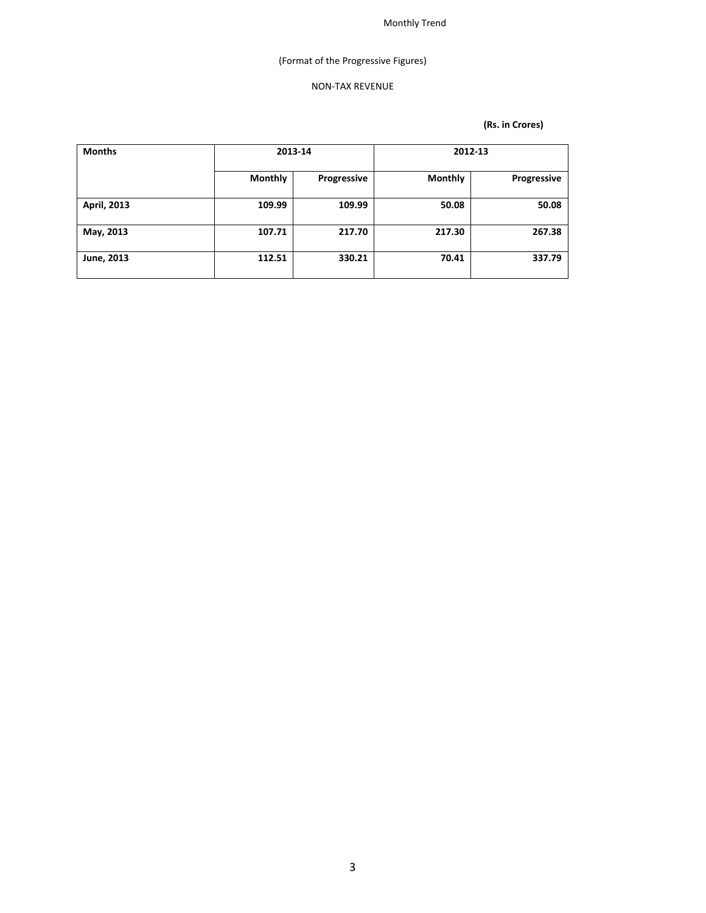Monthly Trend

(Format of the Progressive Figures)

NON-TAX REVENUE

**(Rs. in Crores)**

| **Months** | **2013-14** | | **2012-13** | |
|---|---|---|---|---|
| | **Monthly** | **Progressive** | **Monthly** | **Progressive** |
| **April, 2013** | **109.99** | **109.99** | **50.08** | **50.08** |
| **May, 2013** | **107.71** | **217.70** | **217.30** | **267.38** |
| **June, 2013** | **112.51** | **330.21** | **70.41** | **337.79** |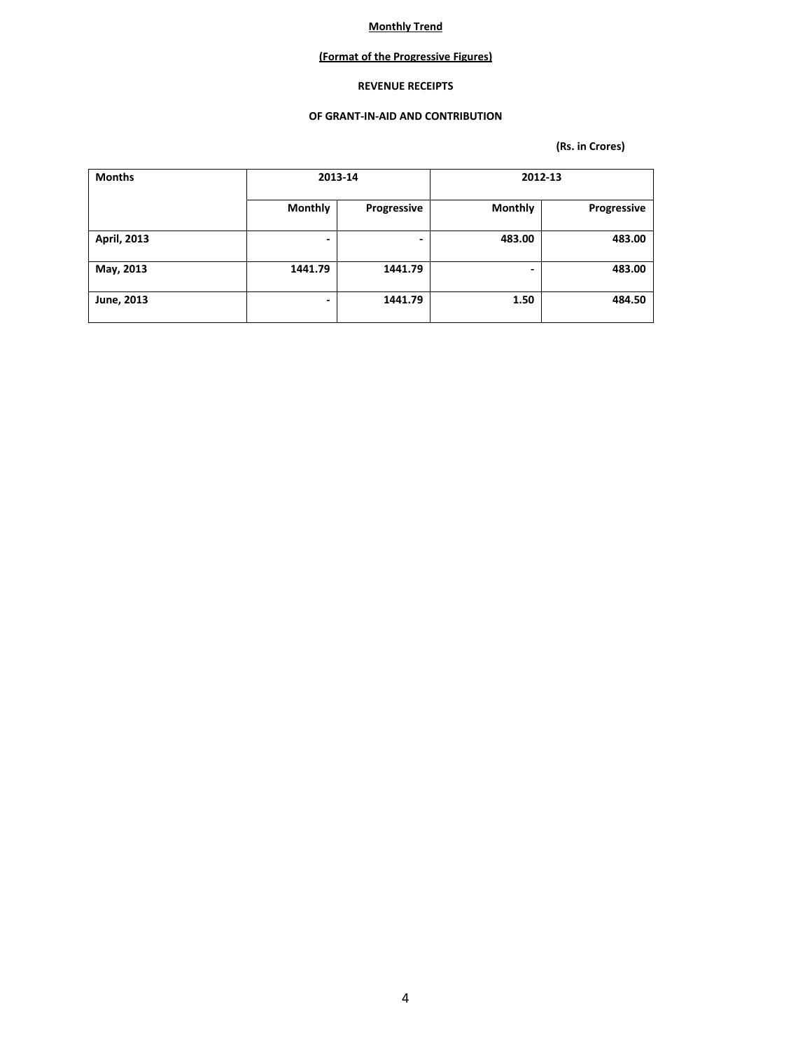**Monthly Trend**

**(Format of the Progressive Figures)**

**REVENUE RECEIPTS**

**OF GRANT-IN-AID AND CONTRIBUTION**

**(Rs. in Crores)**

| Months | 2013-14 | | 2012-13 | |
|---|---|---|---|---|
| | Monthly | Progressive | Monthly | Progressive |
| April, 2013 | - | - | 483.00 | 483.00 |
| May, 2013 | 1441.79 | 1441.79 | - | 483.00 |
| June, 2013 | - | 1441.79 | 1.50 | 484.50 |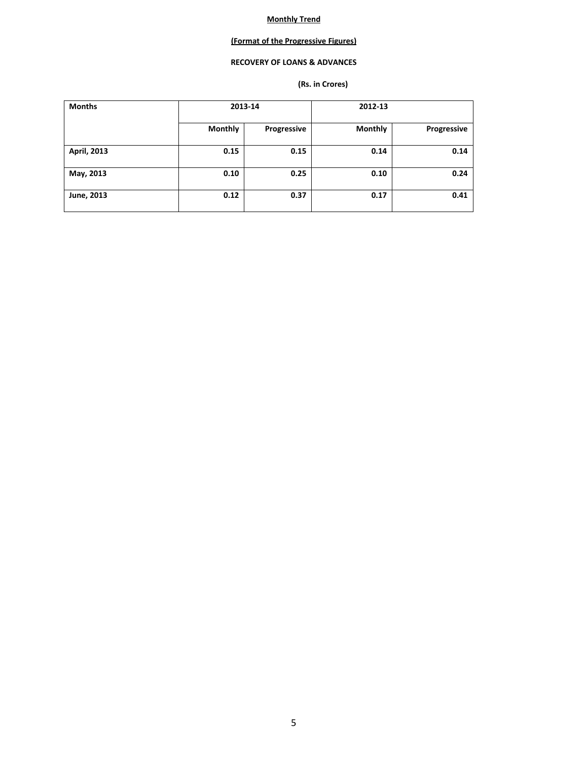**Monthly Trend**

**(Format of the Progressive Figures)**

**RECOVERY OF LOANS & ADVANCES**

**(Rs. in Crores)**

| Months | 2013-14 | | 2012-13 | |
|---|---|---|---|---|
| | Monthly | Progressive | Monthly | Progressive |
| April, 2013 | 0.15 | 0.15 | 0.14 | 0.14 |
| May, 2013 | 0.10 | 0.25 | 0.10 | 0.24 |
| June, 2013 | 0.12 | 0.37 | 0.17 | 0.41 |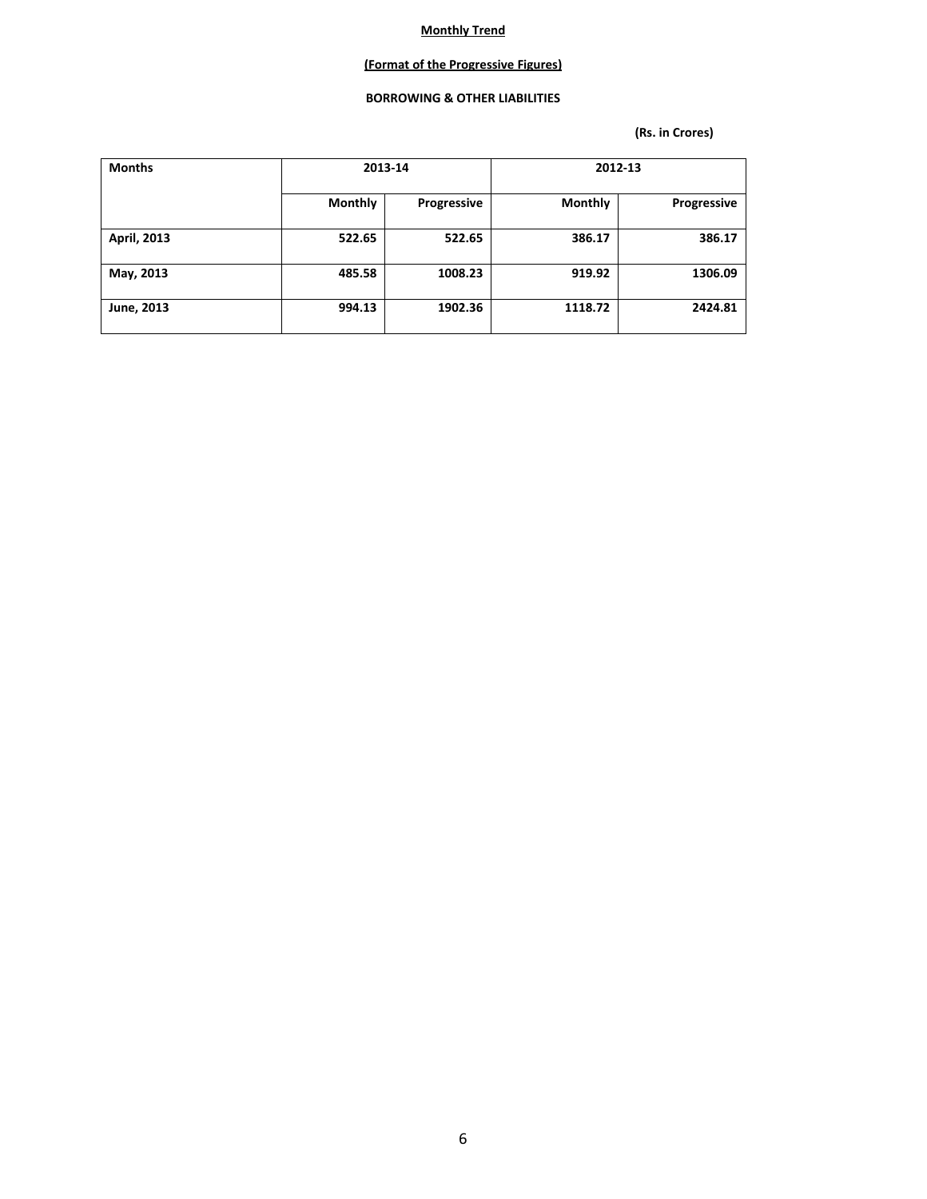**Monthly Trend**

**(Format of the Progressive Figures)**

**BORROWING & OTHER LIABILITIES**

**(Rs. in Crores)**

| Months | 2013-14 | | 2012-13 | |
|---|---|---|---|---|
| | Monthly | Progressive | Monthly | Progressive |
| April, 2013 | 522.65 | 522.65 | 386.17 | 386.17 |
| May, 2013 | 485.58 | 1008.23 | 919.92 | 1306.09 |
| June, 2013 | 994.13 | 1902.36 | 1118.72 | 2424.81 |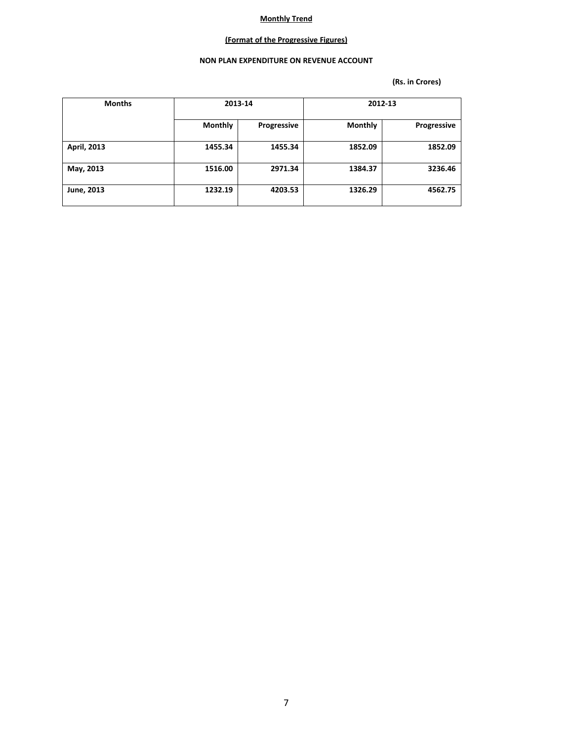**Monthly Trend**

**(Format of the Progressive Figures)**

**NON PLAN EXPENDITURE ON REVENUE ACCOUNT**

**(Rs. in Crores)**

| Months | 2013-14 | | 2012-13 | |
|---|---|---|---|---|
| | Monthly | Progressive | Monthly | Progressive |
| April, 2013 | 1455.34 | 1455.34 | 1852.09 | 1852.09 |
| May, 2013 | 1516.00 | 2971.34 | 1384.37 | 3236.46 |
| June, 2013 | 1232.19 | 4203.53 | 1326.29 | 4562.75 |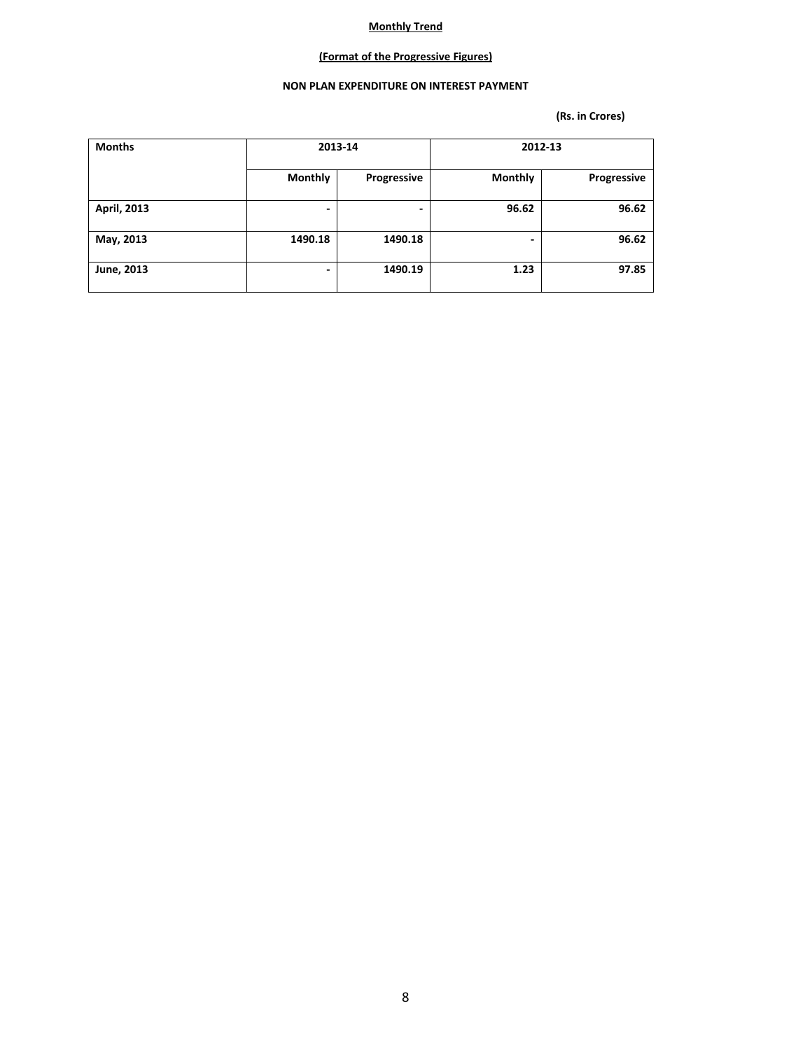**Monthly Trend**

**(Format of the Progressive Figures)**

**NON PLAN EXPENDITURE ON INTEREST PAYMENT**

**(Rs. in Crores)**

| Months | 2013-14 | | 2012-13 | |
|---|---|---|---|---|
| | Monthly | Progressive | Monthly | Progressive |
| April, 2013 | - | - | 96.62 | 96.62 |
| May, 2013 | 1490.18 | 1490.18 | - | 96.62 |
| June, 2013 | - | 1490.19 | 1.23 | 97.85 |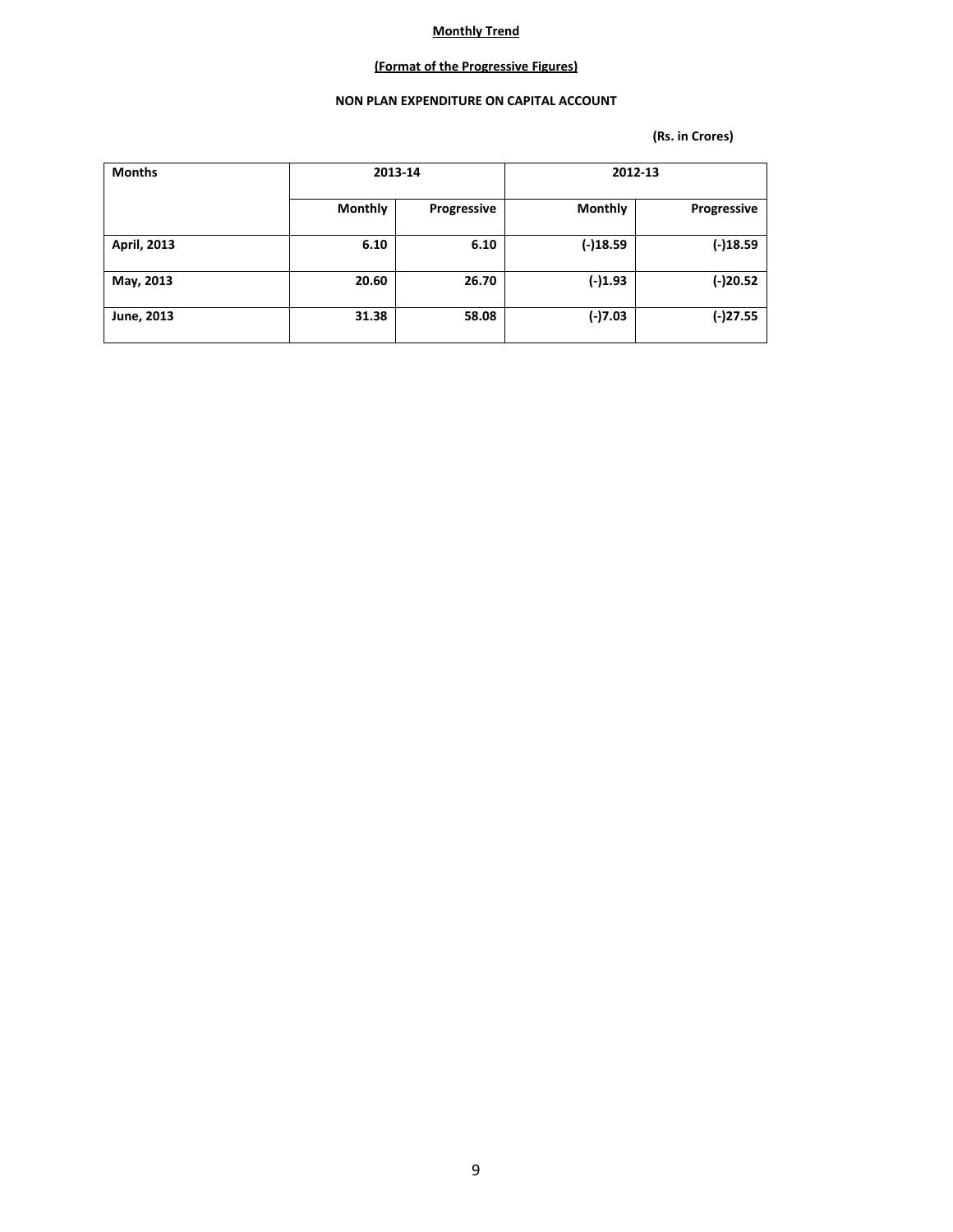**Monthly Trend**

**(Format of the Progressive Figures)**

**NON PLAN EXPENDITURE ON CAPITAL ACCOUNT**

**(Rs. in Crores)**

| Months | 2013-14 | | 2012-13 | |
|---|---|---|---|---|
| | Monthly | Progressive | Monthly | Progressive |
| April, 2013 | 6.10 | 6.10 | (-)18.59 | (-)18.59 |
| May, 2013 | 20.60 | 26.70 | (-)1.93 | (-)20.52 |
| June, 2013 | 31.38 | 58.08 | (-)7.03 | (-)27.55 |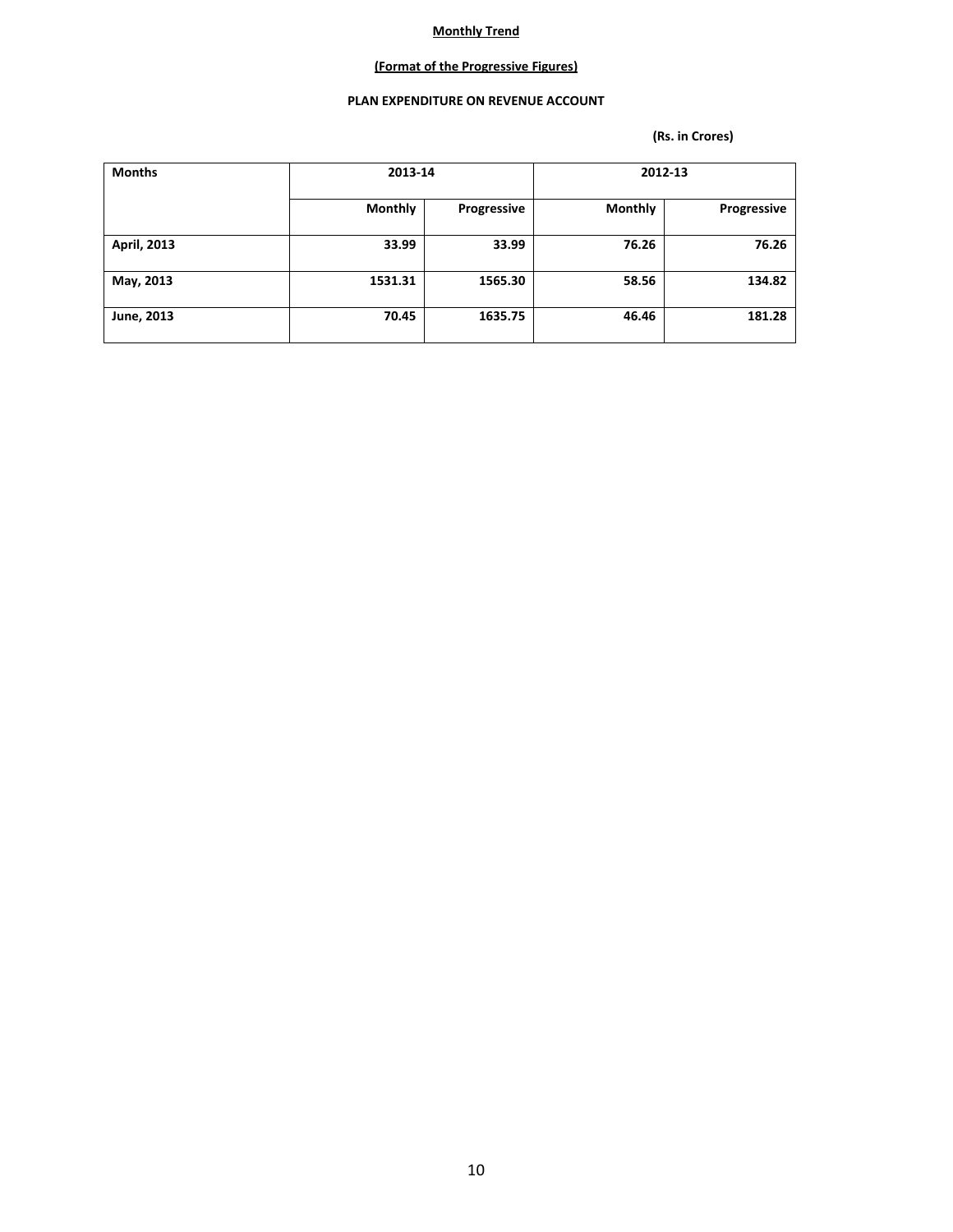**Monthly Trend**

**(Format of the Progressive Figures)**

**PLAN EXPENDITURE ON REVENUE ACCOUNT**

**(Rs. in Crores)**

| Months | 2013-14 | | 2012-13 | |
|---|---|---|---|---|
| | Monthly | Progressive | Monthly | Progressive |
| April, 2013 | 33.99 | 33.99 | 76.26 | 76.26 |
| May, 2013 | 1531.31 | 1565.30 | 58.56 | 134.82 |
| June, 2013 | 70.45 | 1635.75 | 46.46 | 181.28 |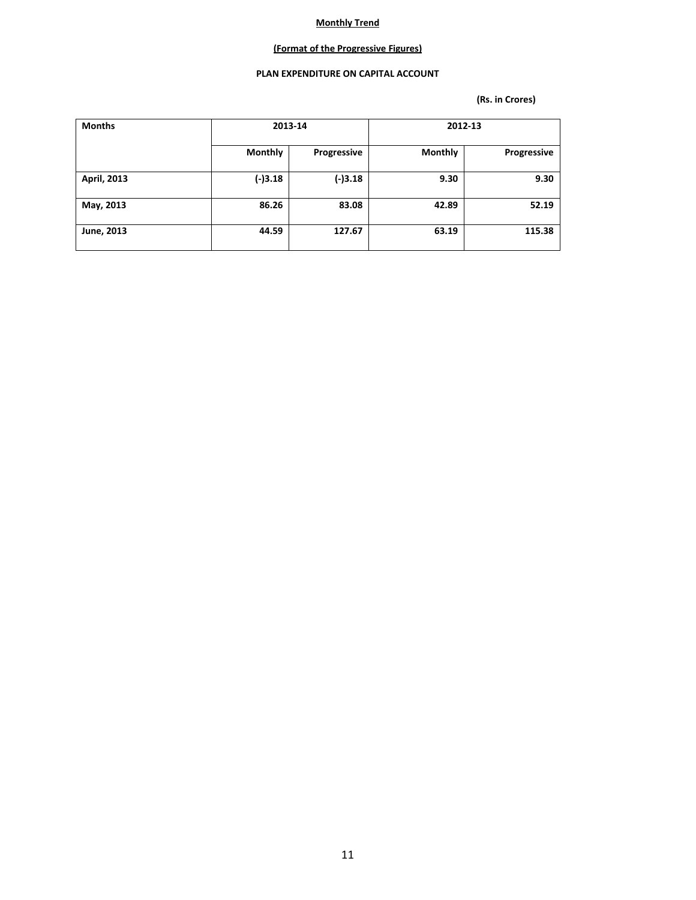**Monthly Trend**

**(Format of the Progressive Figures)**

**PLAN EXPENDITURE ON CAPITAL ACCOUNT**

**(Rs. in Crores)**

| Months | 2013-14 | | 2012-13 | |
|---|---|---|---|---|
| | Monthly | Progressive | Monthly | Progressive |
| April, 2013 | (-)3.18 | (-)3.18 | 9.30 | 9.30 |
| May, 2013 | 86.26 | 83.08 | 42.89 | 52.19 |
| June, 2013 | 44.59 | 127.67 | 63.19 | 115.38 |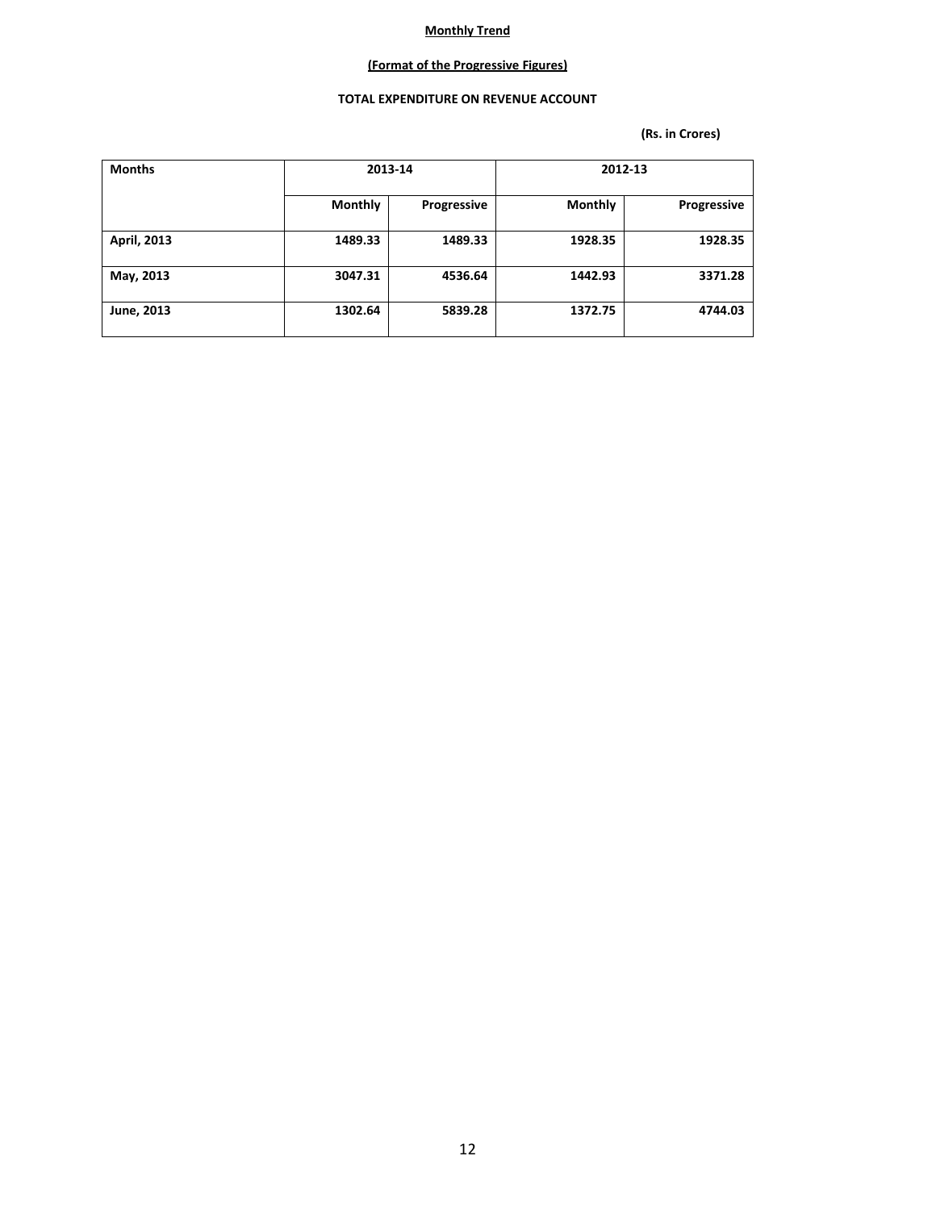**Monthly Trend**

**(Format of the Progressive Figures)**

**TOTAL EXPENDITURE ON REVENUE ACCOUNT**

**(Rs. in Crores)**

| Months | 2013-14 | | 2012-13 | |
|---|---|---|---|---|
| | Monthly | Progressive | Monthly | Progressive |
| April, 2013 | 1489.33 | 1489.33 | 1928.35 | 1928.35 |
| May, 2013 | 3047.31 | 4536.64 | 1442.93 | 3371.28 |
| June, 2013 | 1302.64 | 5839.28 | 1372.75 | 4744.03 |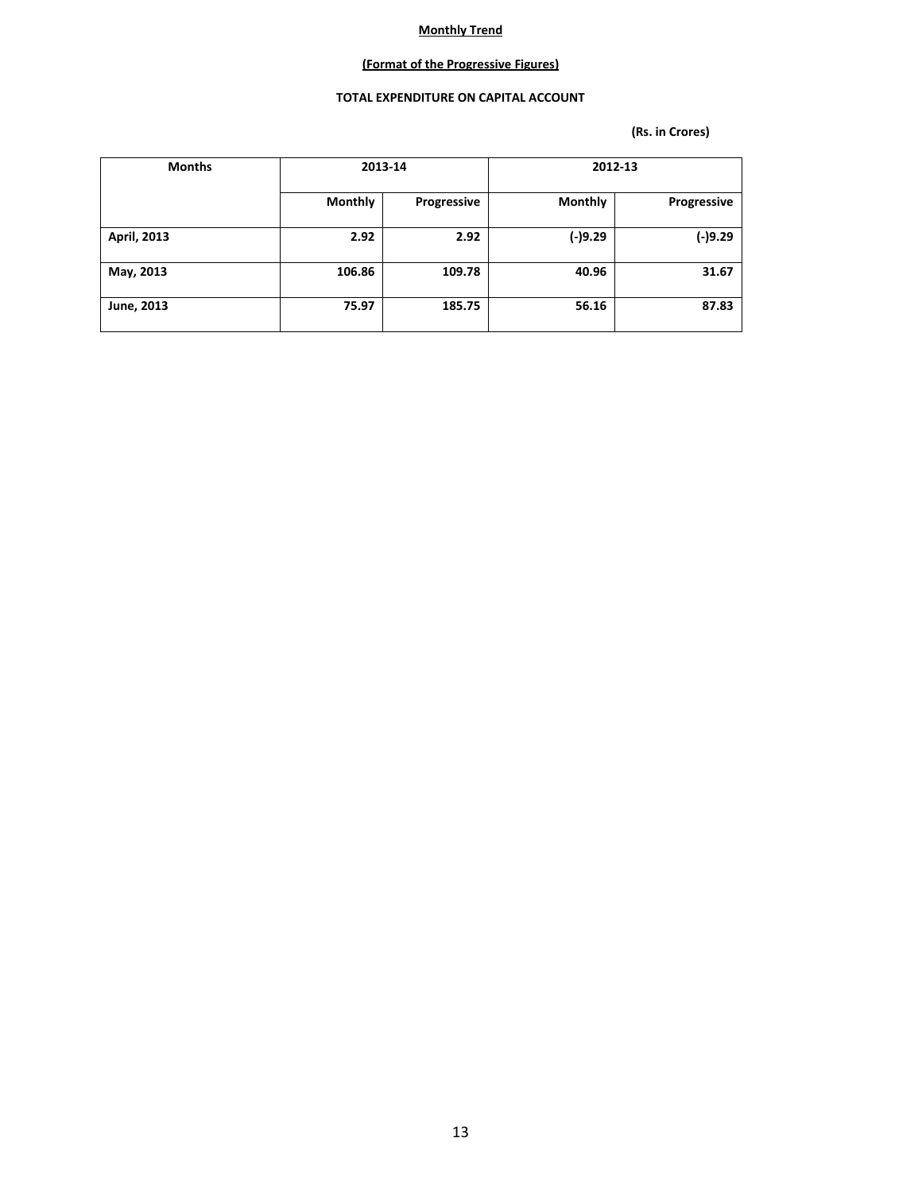**Monthly Trend**

**(Format of the Progressive Figures)**

**TOTAL EXPENDITURE ON CAPITAL ACCOUNT**

**(Rs. in Crores)**

| Months | 2013-14 | | 2012-13 | |
|---|---|---|---|---|
| | Monthly | Progressive | Monthly | Progressive |
| April, 2013 | 2.92 | 2.92 | (-)9.29 | (-)9.29 |
| May, 2013 | 106.86 | 109.78 | 40.96 | 31.67 |
| June, 2013 | 75.97 | 185.75 | 56.16 | 87.83 |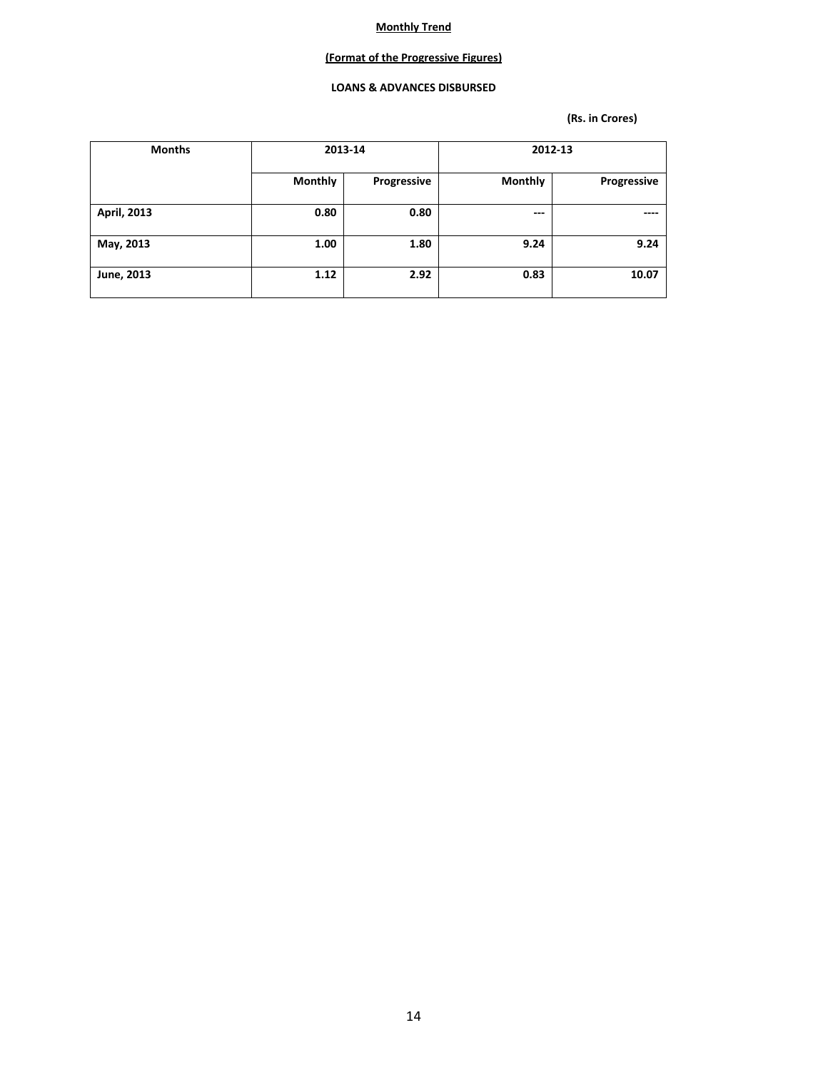**Monthly Trend**

**(Format of the Progressive Figures)**

**LOANS & ADVANCES DISBURSED**

**(Rs. in Crores)**

| Months | 2013-14 | | 2012-13 | |
|---|---|---|---|---|
| | Monthly | Progressive | Monthly | Progressive |
| April, 2013 | 0.80 | 0.80 | --- | ---- |
| May, 2013 | 1.00 | 1.80 | 9.24 | 9.24 |
| June, 2013 | 1.12 | 2.92 | 0.83 | 10.07 |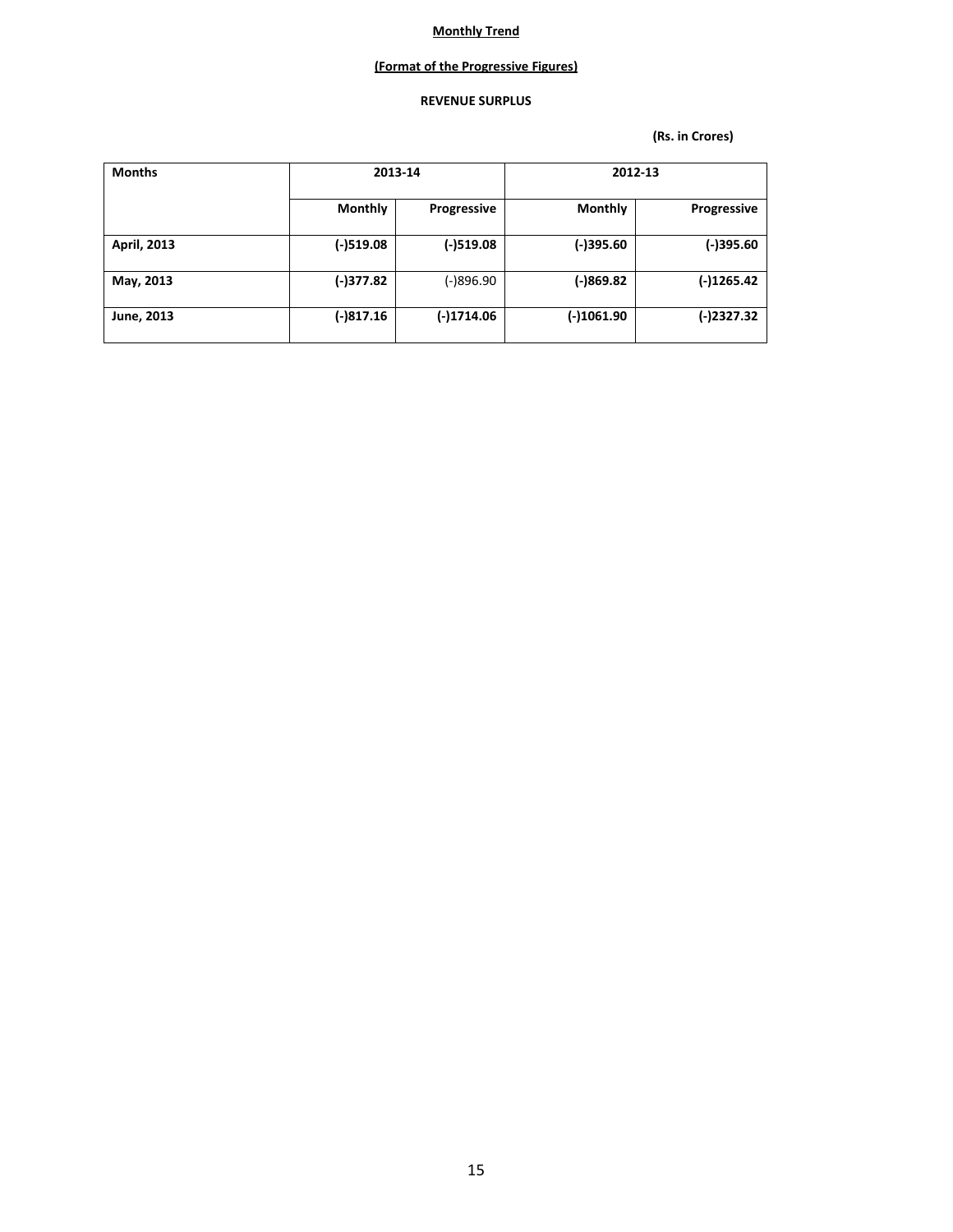**Monthly Trend**

**(Format of the Progressive Figures)**

**REVENUE SURPLUS**

**(Rs. in Crores)**

| Months | 2013-14 | | 2012-13 | |
|---|---|---|---|---|
| | Monthly | Progressive | Monthly | Progressive |
| April, 2013 | (-)519.08 | (-)519.08 | (-)395.60 | (-)395.60 |
| May, 2013 | (-)377.82 | (-)896.90 | (-)869.82 | (-)1265.42 |
| June, 2013 | (-)817.16 | (-)1714.06 | (-)1061.90 | (-)2327.32 |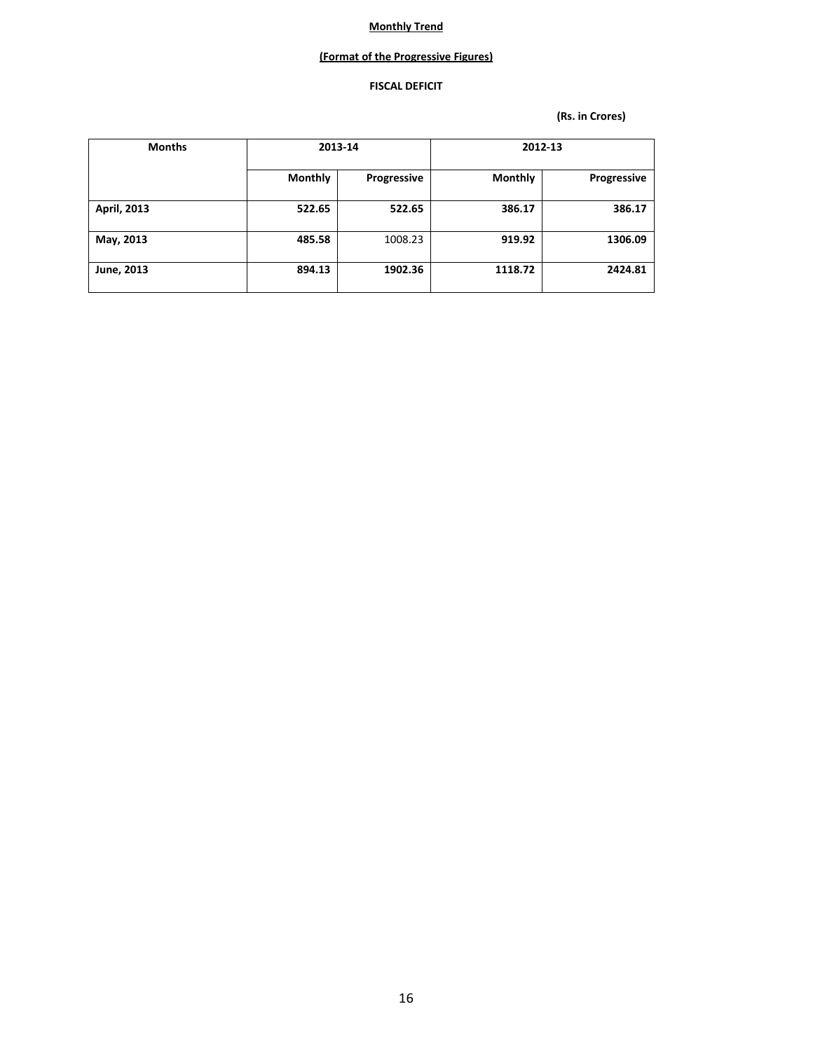**Monthly Trend**

**(Format of the Progressive Figures)**

**FISCAL DEFICIT**

**(Rs. in Crores)**

| Months | 2013-14 | | 2012-13 | |
|---|---|---|---|---|
| | Monthly | Progressive | Monthly | Progressive |
| April, 2013 | 522.65 | 522.65 | 386.17 | 386.17 |
| May, 2013 | 485.58 | 1008.23 | 919.92 | 1306.09 |
| June, 2013 | 894.13 | 1902.36 | 1118.72 | 2424.81 |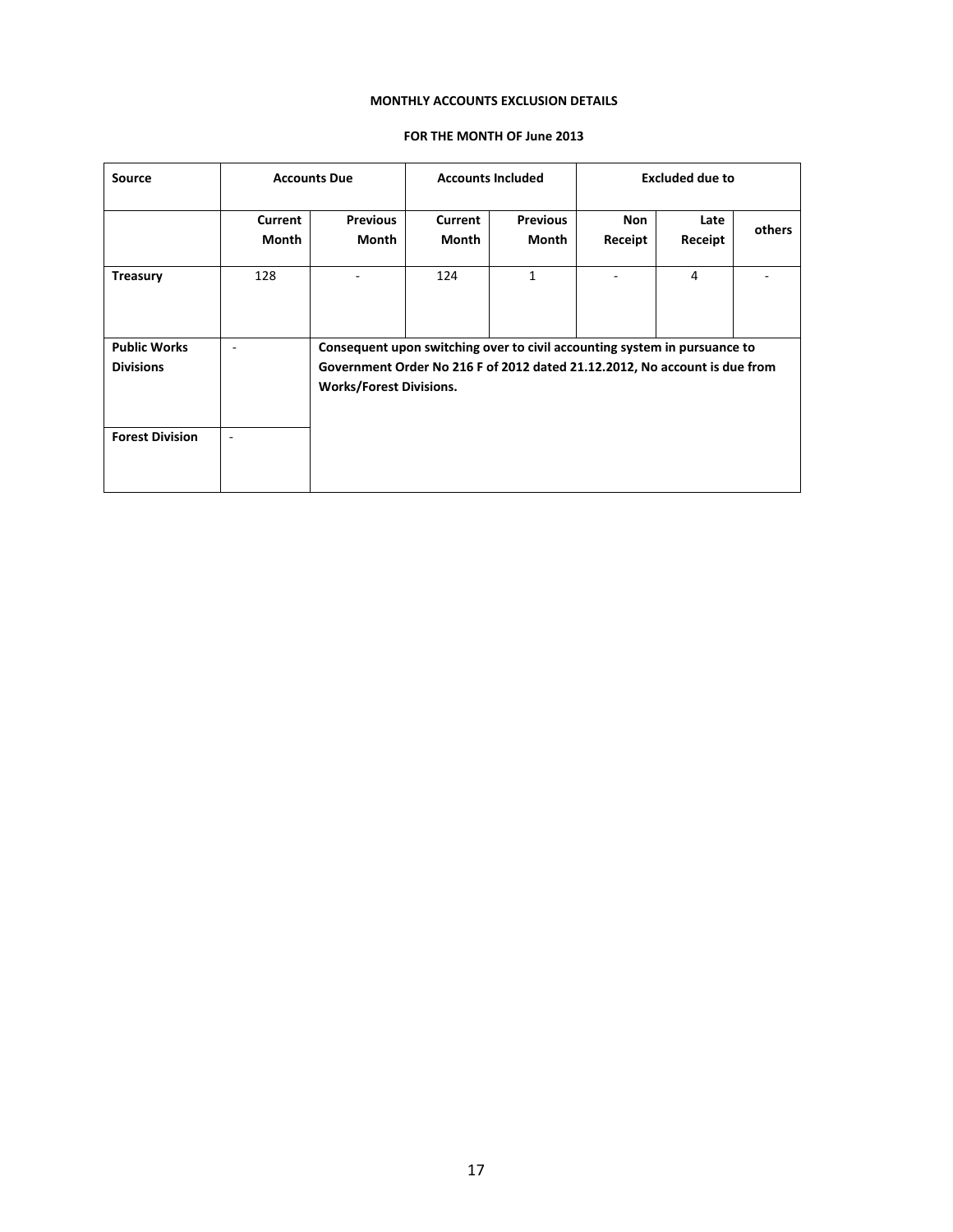**MONTHLY ACCOUNTS EXCLUSION DETAILS**

**FOR THE MONTH OF June 2013**

| Source | Accounts Due | | Accounts Included | | Excluded due to | | |
|---|---|---|---|---|---|---|---|
| | **Current Month** | **Previous Month** | **Current Month** | **Previous Month** | **Non Receipt** | **Late Receipt** | **others** |
| **Treasury** | 128 | - | 124 | 1 | - | 4 | - |
| **Public Works Divisions** | - | **Consequent upon switching over to civil accounting system in pursuance to Government Order No 216 F of 2012 dated 21.12.2012, No account is due from Works/Forest Divisions.** | | | | | |
| **Forest Division** | - | | | | | | |